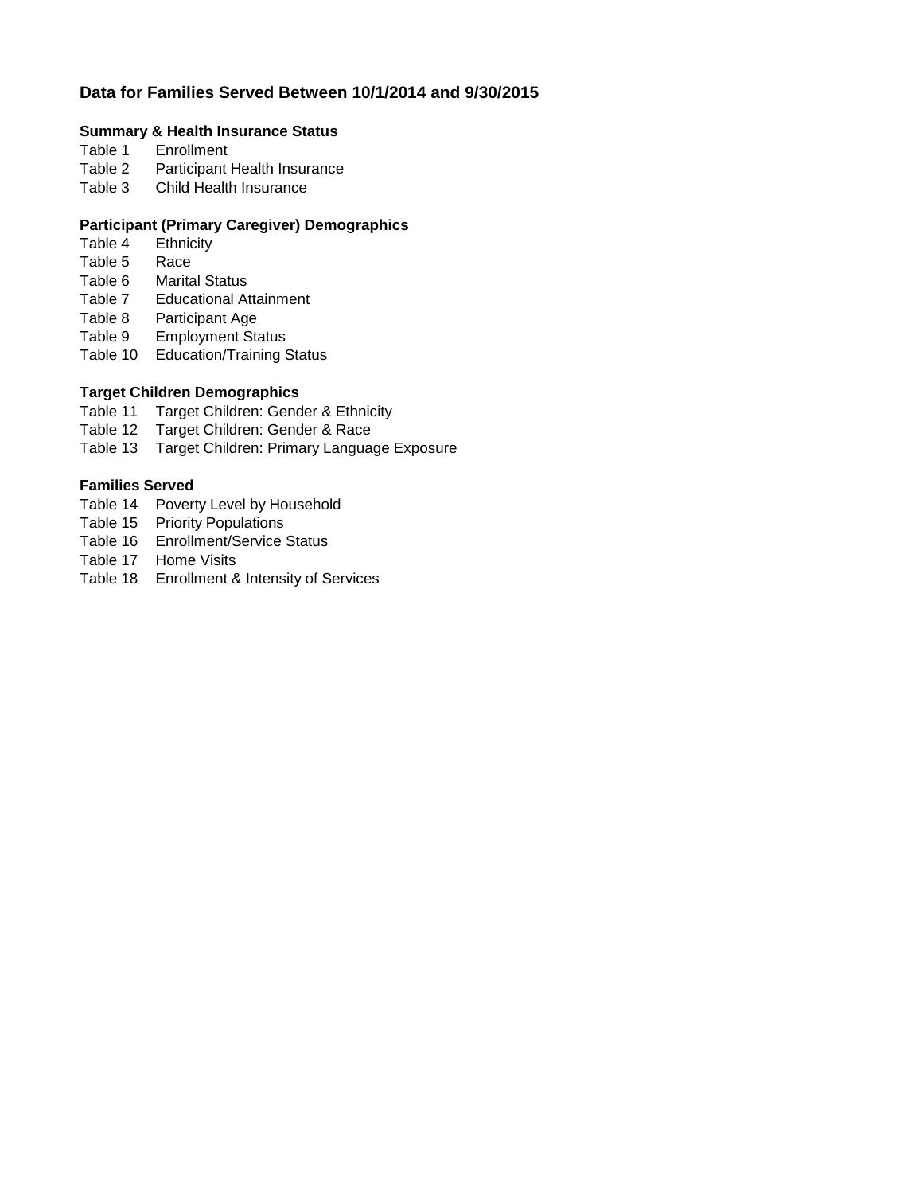# Data for Families Served Between 10/1/2014 and 9/30/2015

### Summary & Health Insurance Status

- Table 1 Enrollment
- Table 2 Participant Health Insurance
- Table 3 Child Health Insurance

### Participant (Primary Caregiver) Demographics

- Table 4 Ethnicity
- Table 5 Race
- Table 6 Marital Status
- Table 7 Educational Attainment
- Table 8 Participant Age
- Table 9 Employment Status
- Table 10 Education/Training Status

### Target Children Demographics

- Table 11 Target Children: Gender & Ethnicity
- Table 12 Target Children: Gender & Race
- Table 13 Target Children: Primary Language Exposure

### Families Served

- Table 14 Poverty Level by Household
- Table 15 Priority Populations
- Table 16 Enrollment/Service Status
- Table 17 Home Visits
- Table 18 Enrollment & Intensity of Services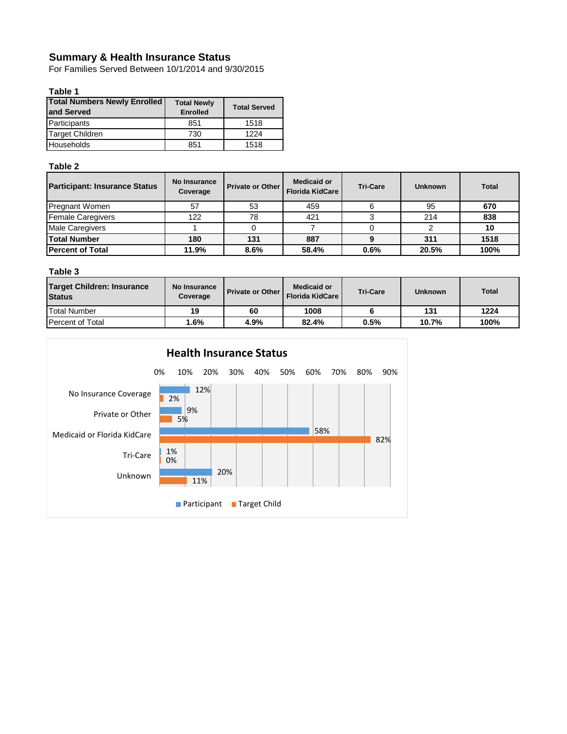## Summary & Health Insurance Status

For Families Served Between 10/1/2014 and 9/30/2015

**Table 1**

| Total Numbers Newly Enrolled and Served | Total Newly Enrolled | Total Served |
|---|---|---|
| Participants | 851 | 1518 |
| Target Children | 730 | 1224 |
| Households | 851 | 1518 |

**Table 2**

| Participant: Insurance Status | No Insurance Coverage | Private or Other | Medicaid or Florida KidCare | Tri-Care | Unknown | Total |
|---|---|---|---|---|---|---|
| Pregnant Women | 57 | 53 | 459 | 6 | 95 | **670** |
| Female Caregivers | 122 | 78 | 421 | 3 | 214 | **838** |
| Male Caregivers | 1 | 0 | 7 | 0 | 2 | **10** |
| **Total Number** | **180** | **131** | **887** | **9** | **311** | **1518** |
| **Percent of Total** | **11.9%** | **8.6%** | **58.4%** | **0.6%** | **20.5%** | **100%** |

**Table 3**

| Target Children: Insurance Status | No Insurance Coverage | Private or Other | Medicaid or Florida KidCare | Tri-Care | Unknown | Total |
|---|---|---|---|---|---|---|
| Total Number | **19** | **60** | **1008** | **6** | **131** | **1224** |
| Percent of Total | **1.6%** | **4.9%** | **82.4%** | **0.5%** | **10.7%** | **100%** |

**Health Insurance Status**

| | Participant | Target Child |
|---|---|---|
| No Insurance Coverage | 12% | 2% |
| Private or Other | 9% | 5% |
| Medicaid or Florida KidCare | 58% | 82% |
| Tri-Care | 1% | 0% |
| Unknown | 20% | 11% |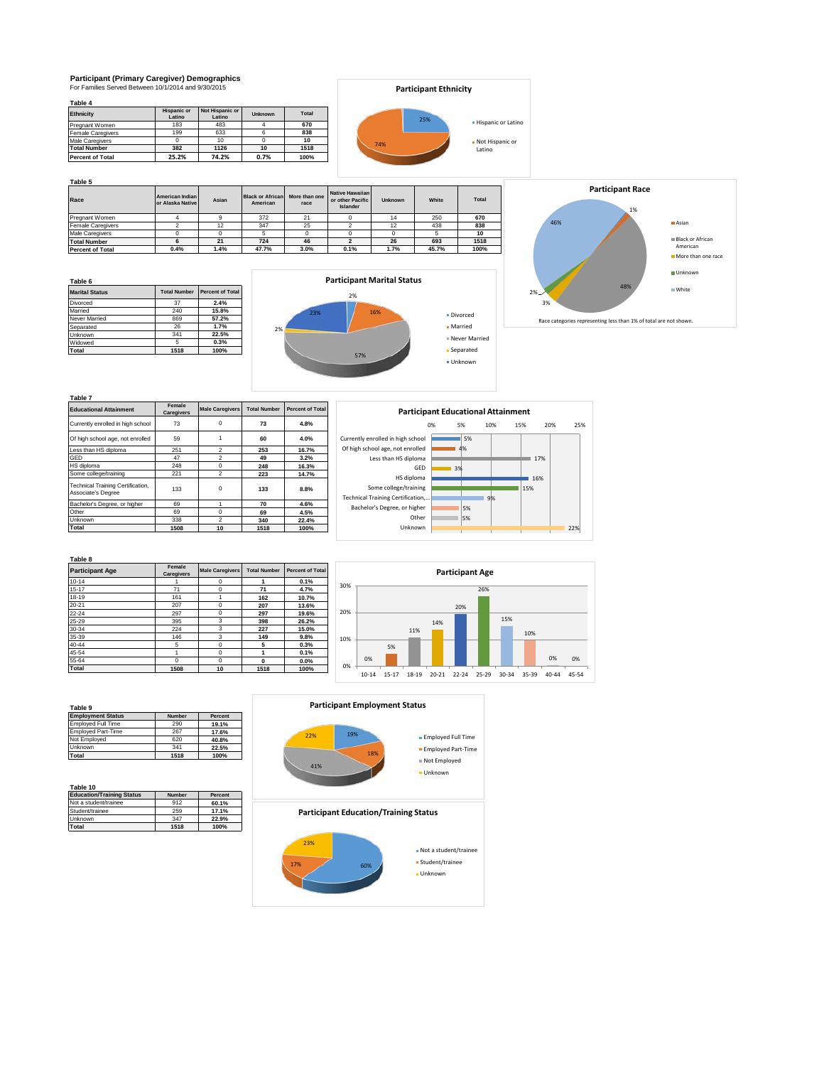## Participant (Primary Caregiver) Demographics

For Families Served Between 10/1/2014 and 9/30/2015

**Table 4**

| Ethnicity | Hispanic or Latino | Not Hispanic or Latino | Unknown | Total |
|---|---|---|---|---|
| Pregnant Women | 183 | 483 | 4 | 670 |
| Female Caregivers | 199 | 633 | 6 | 838 |
| Male Caregivers | 0 | 10 | 0 | 10 |
| **Total Number** | **382** | **1126** | **10** | **1518** |
| **Percent of Total** | **25.2%** | **74.2%** | **0.7%** | **100%** |

**Participant Ethnicity**

- Hispanic or Latino: 25%
- Not Hispanic or Latino: 74%

**Table 5**

| Race | American Indian or Alaska Native | Asian | Black or African American | More than one race | Native Hawaiian or other Pacific Islander | Unknown | White | Total |
|---|---|---|---|---|---|---|---|---|
| Pregnant Women | 4 | 9 | 372 | 21 | 0 | 14 | 250 | 670 |
| Female Caregivers | 2 | 12 | 347 | 25 | 2 | 12 | 438 | 838 |
| Male Caregivers | 0 | 0 | 5 | 0 | 0 | 0 | 5 | 10 |
| **Total Number** | **6** | **21** | **724** | **46** | **2** | **26** | **693** | **1518** |
| **Percent of Total** | **0.4%** | **1.4%** | **47.7%** | **3.0%** | **0.1%** | **1.7%** | **45.7%** | **100%** |

**Participant Race**

- Asian: 1%
- Black or African American: 48%
- More than one race: 3%
- Unknown: 2%
- White: 46%

Race categories representing less than 1% of total are not shown.

**Table 6**

| Marital Status | Total Number | Percent of Total |
|---|---|---|
| Divorced | 37 | 2.4% |
| Married | 240 | 15.8% |
| Never Married | 869 | 57.2% |
| Separated | 26 | 1.7% |
| Unknown | 341 | 22.5% |
| Widowed | 5 | 0.3% |
| **Total** | **1518** | **100%** |

**Participant Marital Status**

- Divorced: 2%
- Married: 16%
- Never Married: 57%
- Separated: 2%
- Unknown: 23%

**Table 7**

| Educational Attainment | Female Caregivers | Male Caregivers | Total Number | Percent of Total |
|---|---|---|---|---|
| Currently enrolled in high school | 73 | 0 | 73 | 4.8% |
| Of high school age, not enrolled | 59 | 1 | 60 | 4.0% |
| Less than HS diploma | 251 | 2 | 253 | 16.7% |
| GED | 47 | 2 | 49 | 3.2% |
| HS diploma | 248 | 0 | 248 | 16.3% |
| Some college/training | 221 | 2 | 223 | 14.7% |
| Technical Training Certification, Associate's Degree | 133 | 0 | 133 | 8.8% |
| Bachelor's Degree, or higher | 69 | 1 | 70 | 4.6% |
| Other | 69 | 0 | 69 | 4.5% |
| Unknown | 338 | 2 | 340 | 22.4% |
| **Total** | **1508** | **10** | **1518** | **100%** |

**Participant Educational Attainment**

- Currently enrolled in high school: 5%
- Of high school age, not enrolled: 4%
- Less than HS diploma: 17%
- GED: 3%
- HS diploma: 16%
- Some college/training: 15%
- Technical Training Certification,...: 9%
- Bachelor's Degree, or higher: 5%
- Other: 5%
- Unknown: 22%

**Table 8**

| Participant Age | Female Caregivers | Male Caregivers | Total Number | Percent of Total |
|---|---|---|---|---|
| 10-14 | 1 | 0 | 1 | 0.1% |
| 15-17 | 71 | 0 | 71 | 4.7% |
| 18-19 | 161 | 1 | 162 | 10.7% |
| 20-21 | 207 | 0 | 207 | 13.6% |
| 22-24 | 297 | 0 | 297 | 19.6% |
| 25-29 | 395 | 3 | 398 | 26.2% |
| 30-34 | 224 | 3 | 227 | 15.0% |
| 35-39 | 146 | 3 | 149 | 9.8% |
| 40-44 | 5 | 0 | 5 | 0.3% |
| 45-54 | 1 | 0 | 1 | 0.1% |
| 55-64 | 0 | 0 | 0 | 0.0% |
| **Total** | **1508** | **10** | **1518** | **100%** |

**Participant Age**

- 10-14: 0%
- 15-17: 5%
- 18-19: 11%
- 20-21: 14%
- 22-24: 20%
- 25-29: 26%
- 30-34: 15%
- 35-39: 10%
- 40-44: 0%
- 45-54: 0%

**Table 9**

| Employment Status | Number | Percent |
|---|---|---|
| Employed Full Time | 290 | 19.1% |
| Employed Part-Time | 267 | 17.6% |
| Not Employed | 620 | 40.8% |
| Unknown | 341 | 22.5% |
| **Total** | **1518** | **100%** |

**Participant Employment Status**

- Employed Full Time: 19%
- Employed Part-Time: 18%
- Not Employed: 41%
- Unknown: 22%

**Table 10**

| Education/Training Status | Number | Percent |
|---|---|---|
| Not a student/trainee | 912 | 60.1% |
| Student/trainee | 259 | 17.1% |
| Unknown | 347 | 22.9% |
| **Total** | **1518** | **100%** |

**Participant Education/Training Status**

- Not a student/trainee: 60%
- Student/trainee: 17%
- Unknown: 23%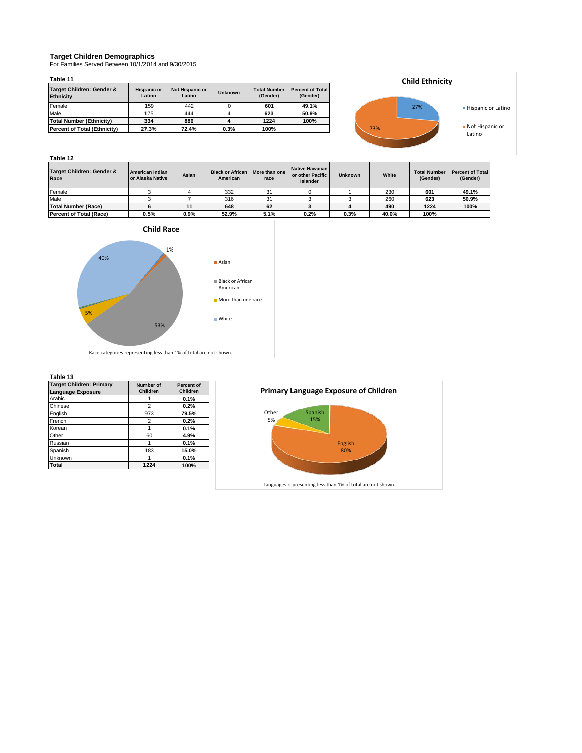## Target Children Demographics

For Families Served Between 10/1/2014 and 9/30/2015

**Table 11**

| Target Children: Gender & Ethnicity | Hispanic or Latino | Not Hispanic or Latino | Unknown | Total Number (Gender) | Percent of Total (Gender) |
|---|---|---|---|---|---|
| Female | 159 | 442 | 0 | **601** | **49.1%** |
| Male | 175 | 444 | 4 | **623** | **50.9%** |
| **Total Number (Ethnicity)** | **334** | **886** | **4** | **1224** | **100%** |
| **Percent of Total (Ethnicity)** | **27.3%** | **72.4%** | **0.3%** | **100%** | |

**Child Ethnicity**

- Hispanic or Latino: 27%
- Not Hispanic or Latino: 73%

**Table 12**

| Target Children: Gender & Race | American Indian or Alaska Native | Asian | Black or African American | More than one race | Native Hawaiian or other Pacific Islander | Unknown | White | Total Number (Gender) | Percent of Total (Gender) |
|---|---|---|---|---|---|---|---|---|---|
| Female | 3 | 4 | 332 | 31 | 0 | 1 | 230 | **601** | **49.1%** |
| Male | 3 | 7 | 316 | 31 | 3 | 3 | 260 | **623** | **50.9%** |
| **Total Number (Race)** | **6** | **11** | **648** | **62** | **3** | **4** | **490** | **1224** | **100%** |
| **Percent of Total (Race)** | **0.5%** | **0.9%** | **52.9%** | **5.1%** | **0.2%** | **0.3%** | **40.0%** | **100%** | |

**Child Race**

- Asian: 1%
- Black or African American: 53%
- More than one race: 5%
- White: 40%

Race categories representing less than 1% of total are not shown.

**Table 13**

| Target Children: Primary Language Exposure | Number of Children | Percent of Children |
|---|---|---|
| Arabic | 1 | **0.1%** |
| Chinese | 2 | **0.2%** |
| English | 973 | **79.5%** |
| French | 2 | **0.2%** |
| Korean | 1 | **0.1%** |
| Other | 60 | **4.9%** |
| Russian | 1 | **0.1%** |
| Spanish | 183 | **15.0%** |
| Unknown | 1 | **0.1%** |
| **Total** | **1224** | **100%** |

**Primary Language Exposure of Children**

- English: 80%
- Spanish: 15%
- Other: 5%

Languages representing less than 1% of total are not shown.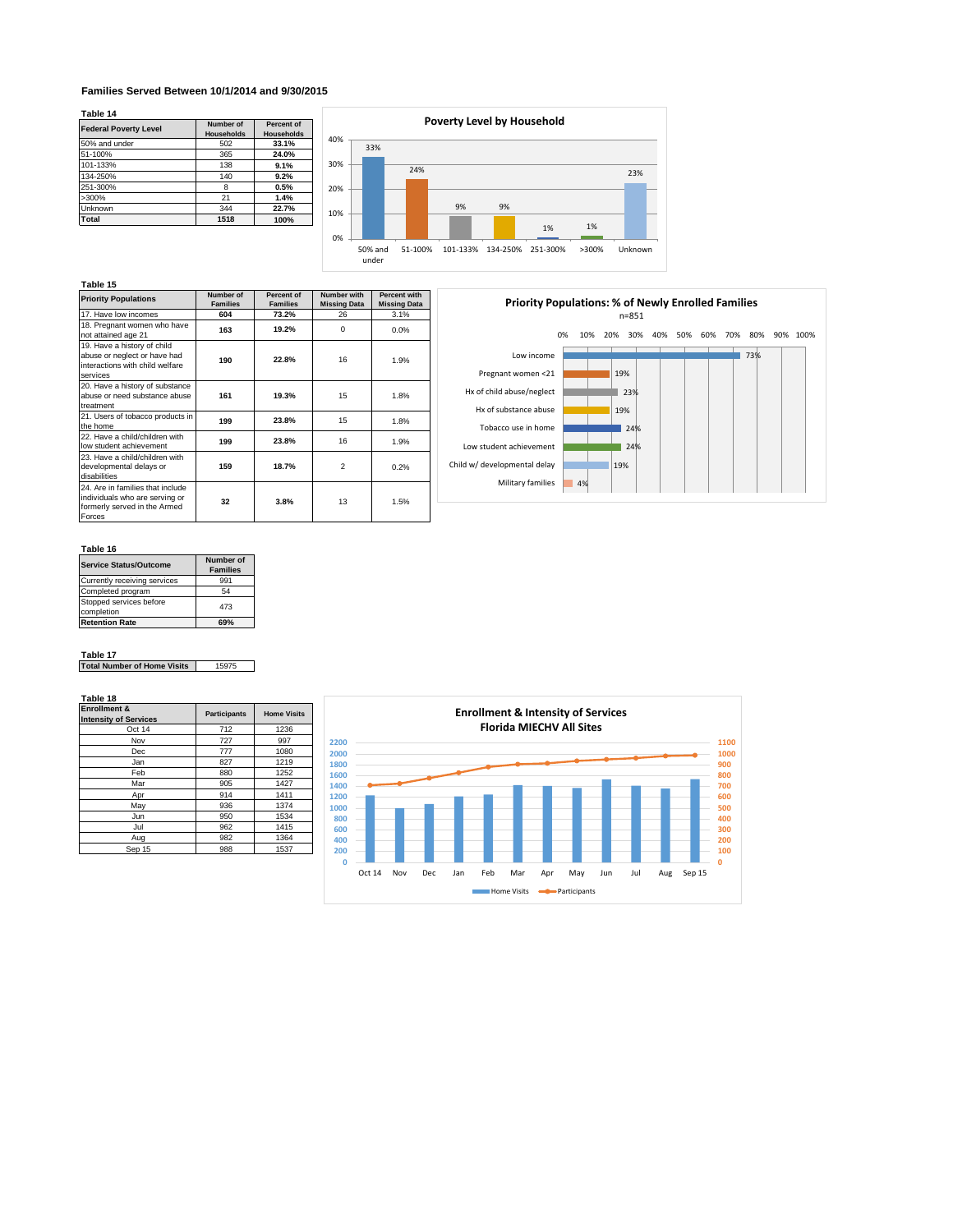**Families Served Between 10/1/2014 and 9/30/2015**

Table 14

| Federal Poverty Level | Number of Households | Percent of Households |
|---|---|---|
| 50% and under | 502 | 33.1% |
| 51-100% | 365 | 24.0% |
| 101-133% | 138 | 9.1% |
| 134-250% | 140 | 9.2% |
| 251-300% | 8 | 0.5% |
| >300% | 21 | 1.4% |
| Unknown | 344 | 22.7% |
| **Total** | **1518** | **100%** |

Poverty Level by Household

40%
30%
20%
10%
0%

33%
24%
9%
9%
1%
1%
23%

50% and under
51-100%
101-133%
134-250%
251-300%
>300%
Unknown

Table 15

| Priority Populations | Number of Families | Percent of Families | Number with Missing Data | Percent with Missing Data |
|---|---|---|---|---|
| 17. Have low incomes | 604 | 73.2% | 26 | 3.1% |
| 18. Pregnant women who have not attained age 21 | 163 | 19.2% | 0 | 0.0% |
| 19. Have a history of child abuse or neglect or have had interactions with child welfare services | 190 | 22.8% | 16 | 1.9% |
| 20. Have a history of substance abuse or need substance abuse treatment | 161 | 19.3% | 15 | 1.8% |
| 21. Users of tobacco products in the home | 199 | 23.8% | 15 | 1.8% |
| 22. Have a child/children with low student achievement | 199 | 23.8% | 16 | 1.9% |
| 23. Have a child/children with developmental delays or disabilities | 159 | 18.7% | 2 | 0.2% |
| 24. Are in families that include individuals who are serving or formerly served in the Armed Forces | 32 | 3.8% | 13 | 1.5% |

Priority Populations: % of Newly Enrolled Families

n=851

0% 10% 20% 30% 40% 50% 60% 70% 80% 90% 100%

Low income 73%
Pregnant women <21 19%
Hx of child abuse/neglect 23%
Hx of substance abuse 19%
Tobacco use in home 24%
Low student achievement 24%
Child w/ developmental delay 19%
Military families 4%

Table 16

| Service Status/Outcome | Number of Families |
|---|---|
| Currently receiving services | 991 |
| Completed program | 54 |
| Stopped services before completion | 473 |
| **Retention Rate** | **69%** |

Table 17

| | |
|---|---|
| **Total Number of Home Visits** | 15975 |

Table 18

| Enrollment & Intensity of Services | Participants | Home Visits |
|---|---|---|
| Oct 14 | 712 | 1236 |
| Nov | 727 | 997 |
| Dec | 777 | 1080 |
| Jan | 827 | 1219 |
| Feb | 880 | 1252 |
| Mar | 905 | 1427 |
| Apr | 914 | 1411 |
| May | 936 | 1374 |
| Jun | 950 | 1534 |
| Jul | 962 | 1415 |
| Aug | 982 | 1364 |
| Sep 15 | 988 | 1537 |

Enrollment & Intensity of Services
Florida MIECHV All Sites

2200 2000 1800 1600 1400 1200 1000 800 600 400 200 0

1100 1000 900 800 700 600 500 400 300 200 100 0

Oct 14 Nov Dec Jan Feb Mar Apr May Jun Jul Aug Sep 15

Home Visits
Participants